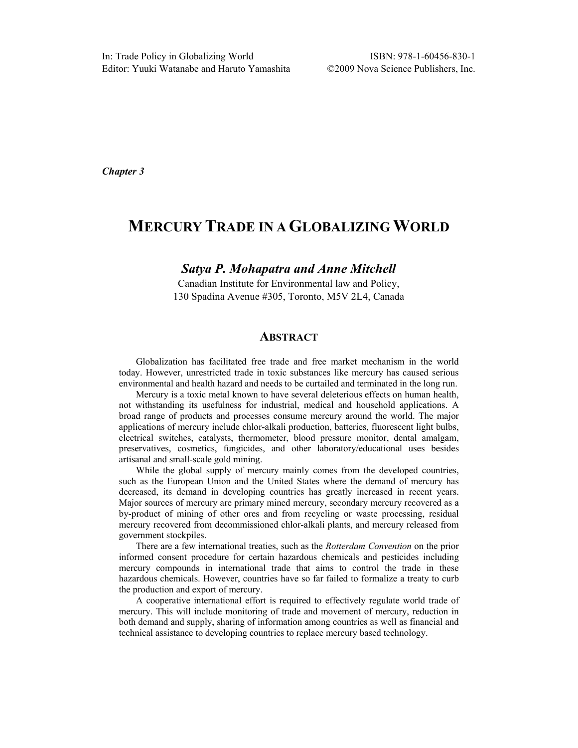In: Trade Policy in Globalizing World
Editor: Yuuki Watanabe and Haruto Yamashita

ISBN: 978-1-60456-830-1
©2009 Nova Science Publishers, Inc.

*Chapter 3*

# MERCURY TRADE IN A GLOBALIZING WORLD

***Satya P. Mohapatra and Anne Mitchell***

Canadian Institute for Environmental law and Policy,
130 Spadina Avenue #305, Toronto, M5V 2L4, Canada

## ABSTRACT

Globalization has facilitated free trade and free market mechanism in the world today. However, unrestricted trade in toxic substances like mercury has caused serious environmental and health hazard and needs to be curtailed and terminated in the long run.

Mercury is a toxic metal known to have several deleterious effects on human health, not withstanding its usefulness for industrial, medical and household applications. A broad range of products and processes consume mercury around the world. The major applications of mercury include chlor-alkali production, batteries, fluorescent light bulbs, electrical switches, catalysts, thermometer, blood pressure monitor, dental amalgam, preservatives, cosmetics, fungicides, and other laboratory/educational uses besides artisanal and small-scale gold mining.

While the global supply of mercury mainly comes from the developed countries, such as the European Union and the United States where the demand of mercury has decreased, its demand in developing countries has greatly increased in recent years. Major sources of mercury are primary mined mercury, secondary mercury recovered as a by-product of mining of other ores and from recycling or waste processing, residual mercury recovered from decommissioned chlor-alkali plants, and mercury released from government stockpiles.

There are a few international treaties, such as the *Rotterdam Convention* on the prior informed consent procedure for certain hazardous chemicals and pesticides including mercury compounds in international trade that aims to control the trade in these hazardous chemicals. However, countries have so far failed to formalize a treaty to curb the production and export of mercury.

A cooperative international effort is required to effectively regulate world trade of mercury. This will include monitoring of trade and movement of mercury, reduction in both demand and supply, sharing of information among countries as well as financial and technical assistance to developing countries to replace mercury based technology.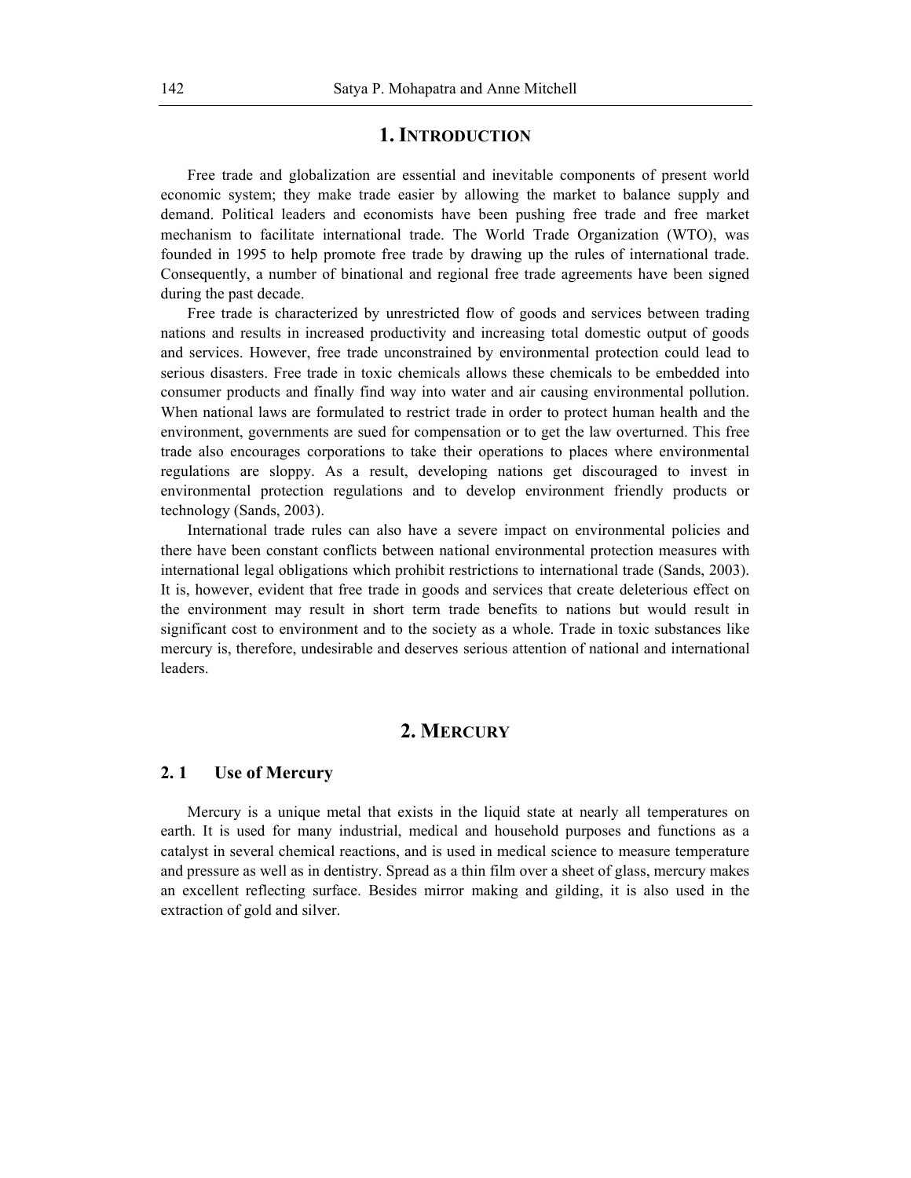## 1. INTRODUCTION

Free trade and globalization are essential and inevitable components of present world economic system; they make trade easier by allowing the market to balance supply and demand. Political leaders and economists have been pushing free trade and free market mechanism to facilitate international trade. The World Trade Organization (WTO), was founded in 1995 to help promote free trade by drawing up the rules of international trade. Consequently, a number of binational and regional free trade agreements have been signed during the past decade.

Free trade is characterized by unrestricted flow of goods and services between trading nations and results in increased productivity and increasing total domestic output of goods and services. However, free trade unconstrained by environmental protection could lead to serious disasters. Free trade in toxic chemicals allows these chemicals to be embedded into consumer products and finally find way into water and air causing environmental pollution. When national laws are formulated to restrict trade in order to protect human health and the environment, governments are sued for compensation or to get the law overturned. This free trade also encourages corporations to take their operations to places where environmental regulations are sloppy. As a result, developing nations get discouraged to invest in environmental protection regulations and to develop environment friendly products or technology (Sands, 2003).

International trade rules can also have a severe impact on environmental policies and there have been constant conflicts between national environmental protection measures with international legal obligations which prohibit restrictions to international trade (Sands, 2003). It is, however, evident that free trade in goods and services that create deleterious effect on the environment may result in short term trade benefits to nations but would result in significant cost to environment and to the society as a whole. Trade in toxic substances like mercury is, therefore, undesirable and deserves serious attention of national and international leaders.

## 2. MERCURY

### 2. 1 Use of Mercury

Mercury is a unique metal that exists in the liquid state at nearly all temperatures on earth. It is used for many industrial, medical and household purposes and functions as a catalyst in several chemical reactions, and is used in medical science to measure temperature and pressure as well as in dentistry. Spread as a thin film over a sheet of glass, mercury makes an excellent reflecting surface. Besides mirror making and gilding, it is also used in the extraction of gold and silver.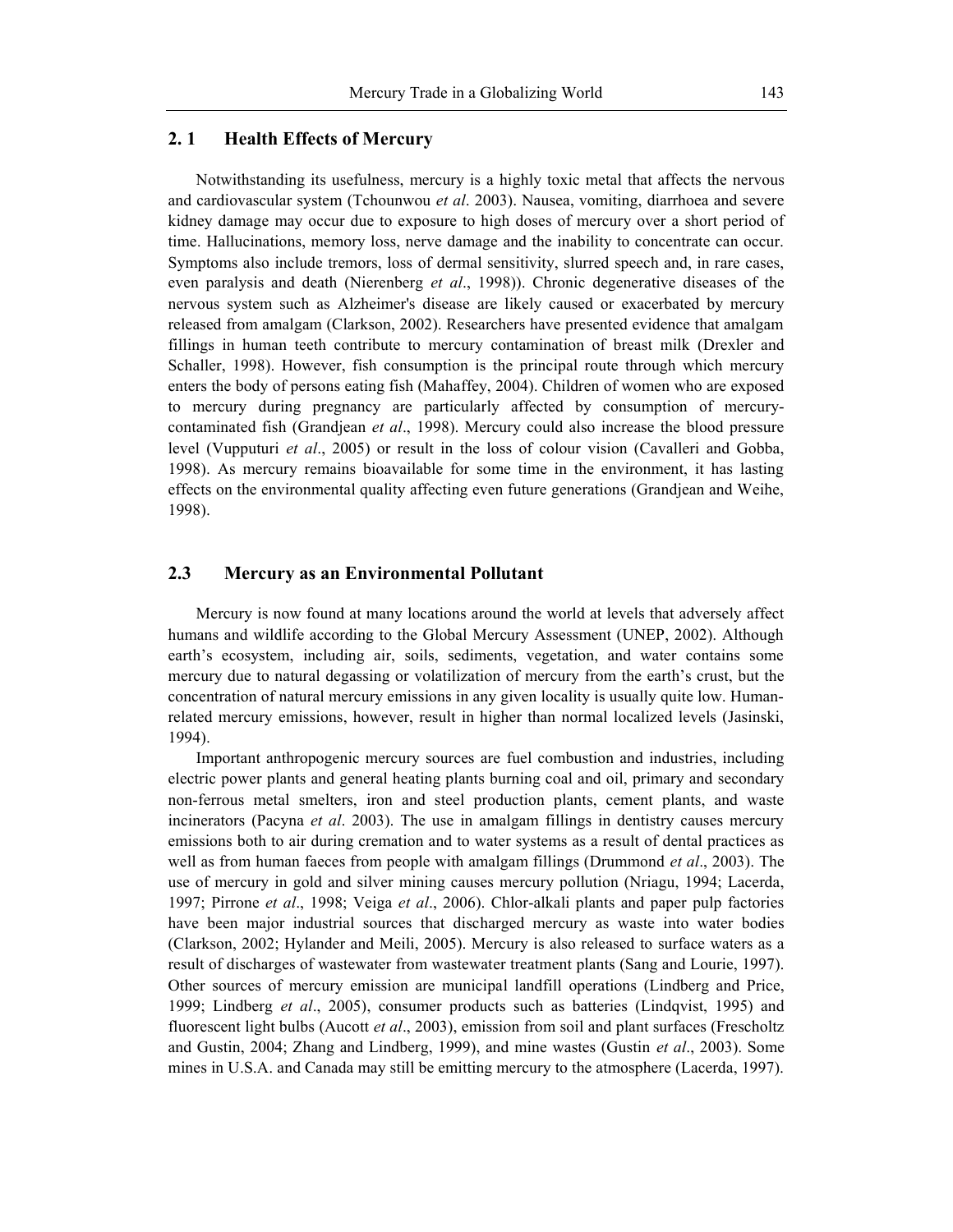## 2. 1 Health Effects of Mercury

Notwithstanding its usefulness, mercury is a highly toxic metal that affects the nervous and cardiovascular system (Tchounwou *et al*. 2003). Nausea, vomiting, diarrhoea and severe kidney damage may occur due to exposure to high doses of mercury over a short period of time. Hallucinations, memory loss, nerve damage and the inability to concentrate can occur. Symptoms also include tremors, loss of dermal sensitivity, slurred speech and, in rare cases, even paralysis and death (Nierenberg *et al*., 1998)). Chronic degenerative diseases of the nervous system such as Alzheimer's disease are likely caused or exacerbated by mercury released from amalgam (Clarkson, 2002). Researchers have presented evidence that amalgam fillings in human teeth contribute to mercury contamination of breast milk (Drexler and Schaller, 1998). However, fish consumption is the principal route through which mercury enters the body of persons eating fish (Mahaffey, 2004). Children of women who are exposed to mercury during pregnancy are particularly affected by consumption of mercury-contaminated fish (Grandjean *et al*., 1998). Mercury could also increase the blood pressure level (Vupputuri *et al*., 2005) or result in the loss of colour vision (Cavalleri and Gobba, 1998). As mercury remains bioavailable for some time in the environment, it has lasting effects on the environmental quality affecting even future generations (Grandjean and Weihe, 1998).

## 2.3 Mercury as an Environmental Pollutant

Mercury is now found at many locations around the world at levels that adversely affect humans and wildlife according to the Global Mercury Assessment (UNEP, 2002). Although earth's ecosystem, including air, soils, sediments, vegetation, and water contains some mercury due to natural degassing or volatilization of mercury from the earth's crust, but the concentration of natural mercury emissions in any given locality is usually quite low. Human-related mercury emissions, however, result in higher than normal localized levels (Jasinski, 1994).

Important anthropogenic mercury sources are fuel combustion and industries, including electric power plants and general heating plants burning coal and oil, primary and secondary non-ferrous metal smelters, iron and steel production plants, cement plants, and waste incinerators (Pacyna *et al*. 2003). The use in amalgam fillings in dentistry causes mercury emissions both to air during cremation and to water systems as a result of dental practices as well as from human faeces from people with amalgam fillings (Drummond *et al*., 2003). The use of mercury in gold and silver mining causes mercury pollution (Nriagu, 1994; Lacerda, 1997; Pirrone *et al*., 1998; Veiga *et al*., 2006). Chlor-alkali plants and paper pulp factories have been major industrial sources that discharged mercury as waste into water bodies (Clarkson, 2002; Hylander and Meili, 2005). Mercury is also released to surface waters as a result of discharges of wastewater from wastewater treatment plants (Sang and Lourie, 1997). Other sources of mercury emission are municipal landfill operations (Lindberg and Price, 1999; Lindberg *et al*., 2005), consumer products such as batteries (Lindqvist, 1995) and fluorescent light bulbs (Aucott *et al*., 2003), emission from soil and plant surfaces (Frescholtz and Gustin, 2004; Zhang and Lindberg, 1999), and mine wastes (Gustin *et al*., 2003). Some mines in U.S.A. and Canada may still be emitting mercury to the atmosphere (Lacerda, 1997).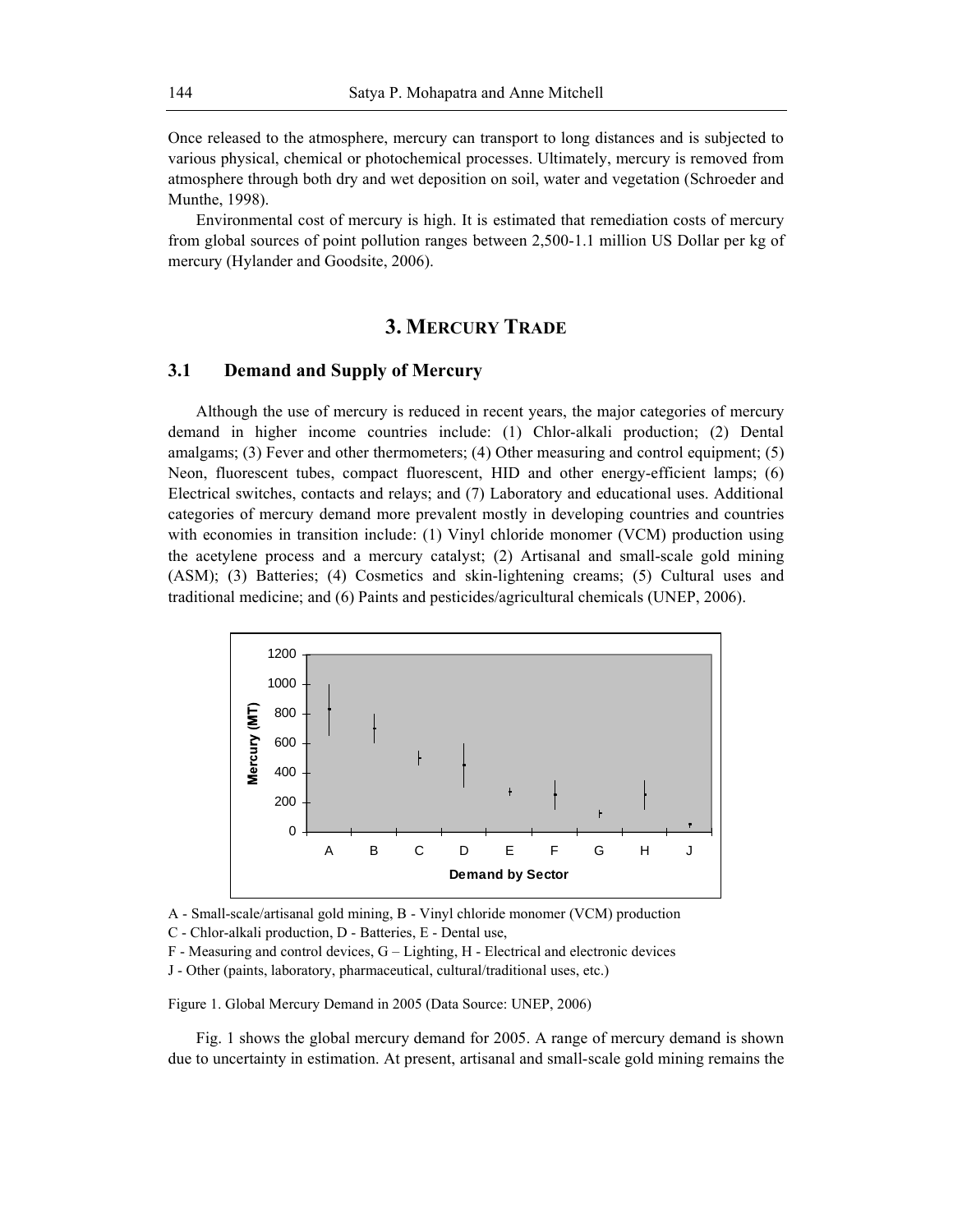Once released to the atmosphere, mercury can transport to long distances and is subjected to various physical, chemical or photochemical processes. Ultimately, mercury is removed from atmosphere through both dry and wet deposition on soil, water and vegetation (Schroeder and Munthe, 1998).

Environmental cost of mercury is high. It is estimated that remediation costs of mercury from global sources of point pollution ranges between 2,500-1.1 million US Dollar per kg of mercury (Hylander and Goodsite, 2006).

## 3. MERCURY TRADE

### 3.1 Demand and Supply of Mercury

Although the use of mercury is reduced in recent years, the major categories of mercury demand in higher income countries include: (1) Chlor-alkali production; (2) Dental amalgams; (3) Fever and other thermometers; (4) Other measuring and control equipment; (5) Neon, fluorescent tubes, compact fluorescent, HID and other energy-efficient lamps; (6) Electrical switches, contacts and relays; and (7) Laboratory and educational uses. Additional categories of mercury demand more prevalent mostly in developing countries and countries with economies in transition include: (1) Vinyl chloride monomer (VCM) production using the acetylene process and a mercury catalyst; (2) Artisanal and small-scale gold mining (ASM); (3) Batteries; (4) Cosmetics and skin-lightening creams; (5) Cultural uses and traditional medicine; and (6) Paints and pesticides/agricultural chemicals (UNEP, 2006).

A - Small-scale/artisanal gold mining, B - Vinyl chloride monomer (VCM) production

C - Chlor-alkali production, D - Batteries, E - Dental use,

F - Measuring and control devices, G – Lighting, H - Electrical and electronic devices

J - Other (paints, laboratory, pharmaceutical, cultural/traditional uses, etc.)

Figure 1. Global Mercury Demand in 2005 (Data Source: UNEP, 2006)

Fig. 1 shows the global mercury demand for 2005. A range of mercury demand is shown due to uncertainty in estimation. At present, artisanal and small-scale gold mining remains the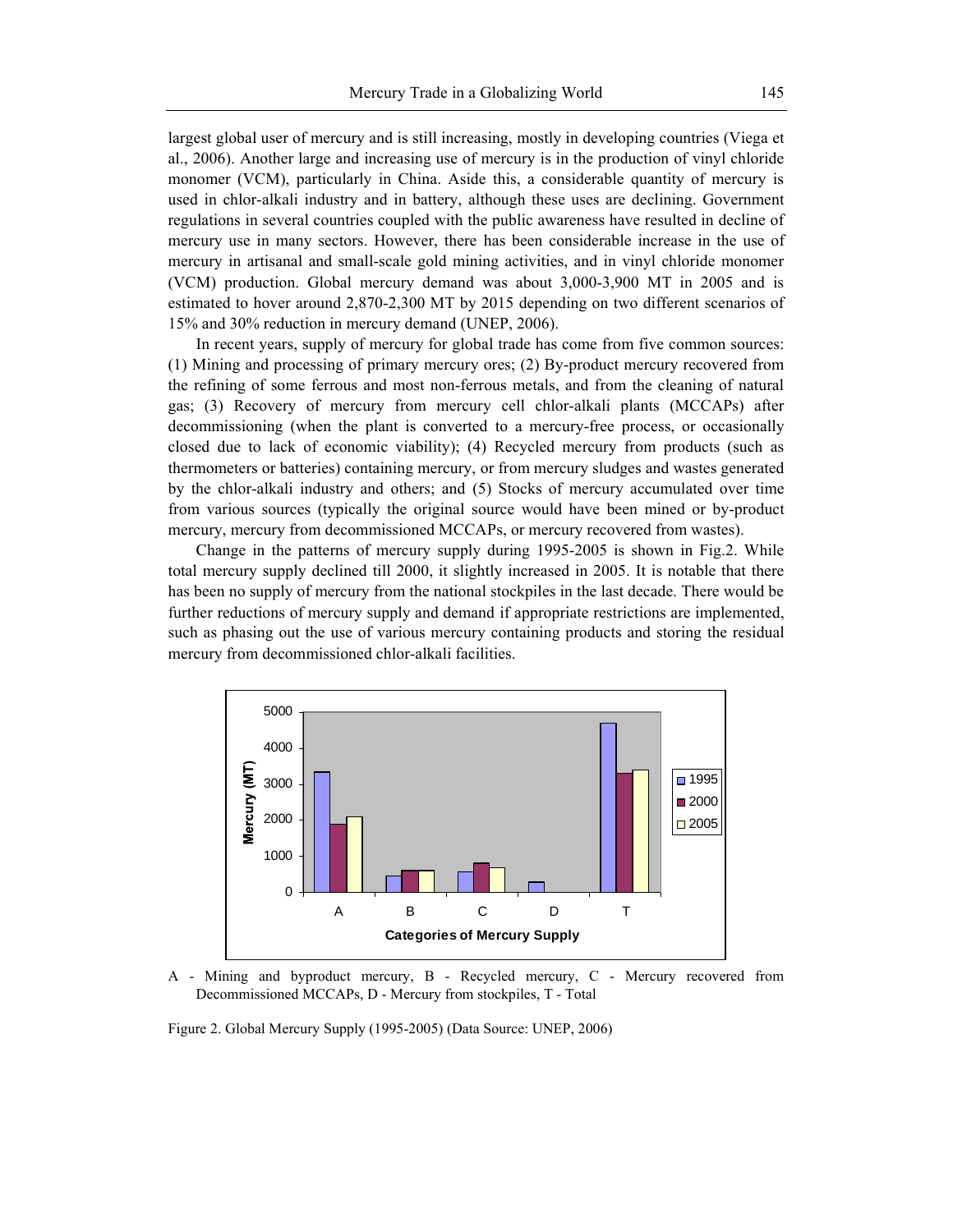largest global user of mercury and is still increasing, mostly in developing countries (Viega et al., 2006). Another large and increasing use of mercury is in the production of vinyl chloride monomer (VCM), particularly in China. Aside this, a considerable quantity of mercury is used in chlor-alkali industry and in battery, although these uses are declining. Government regulations in several countries coupled with the public awareness have resulted in decline of mercury use in many sectors. However, there has been considerable increase in the use of mercury in artisanal and small-scale gold mining activities, and in vinyl chloride monomer (VCM) production. Global mercury demand was about 3,000-3,900 MT in 2005 and is estimated to hover around 2,870-2,300 MT by 2015 depending on two different scenarios of 15% and 30% reduction in mercury demand (UNEP, 2006).

In recent years, supply of mercury for global trade has come from five common sources: (1) Mining and processing of primary mercury ores; (2) By-product mercury recovered from the refining of some ferrous and most non-ferrous metals, and from the cleaning of natural gas; (3) Recovery of mercury from mercury cell chlor-alkali plants (MCCAPs) after decommissioning (when the plant is converted to a mercury-free process, or occasionally closed due to lack of economic viability); (4) Recycled mercury from products (such as thermometers or batteries) containing mercury, or from mercury sludges and wastes generated by the chlor-alkali industry and others; and (5) Stocks of mercury accumulated over time from various sources (typically the original source would have been mined or by-product mercury, mercury from decommissioned MCCAPs, or mercury recovered from wastes).

Change in the patterns of mercury supply during 1995-2005 is shown in Fig.2. While total mercury supply declined till 2000, it slightly increased in 2005. It is notable that there has been no supply of mercury from the national stockpiles in the last decade. There would be further reductions of mercury supply and demand if appropriate restrictions are implemented, such as phasing out the use of various mercury containing products and storing the residual mercury from decommissioned chlor-alkali facilities.

A - Mining and byproduct mercury, B - Recycled mercury, C - Mercury recovered from Decommissioned MCCAPs, D - Mercury from stockpiles, T - Total

Figure 2. Global Mercury Supply (1995-2005) (Data Source: UNEP, 2006)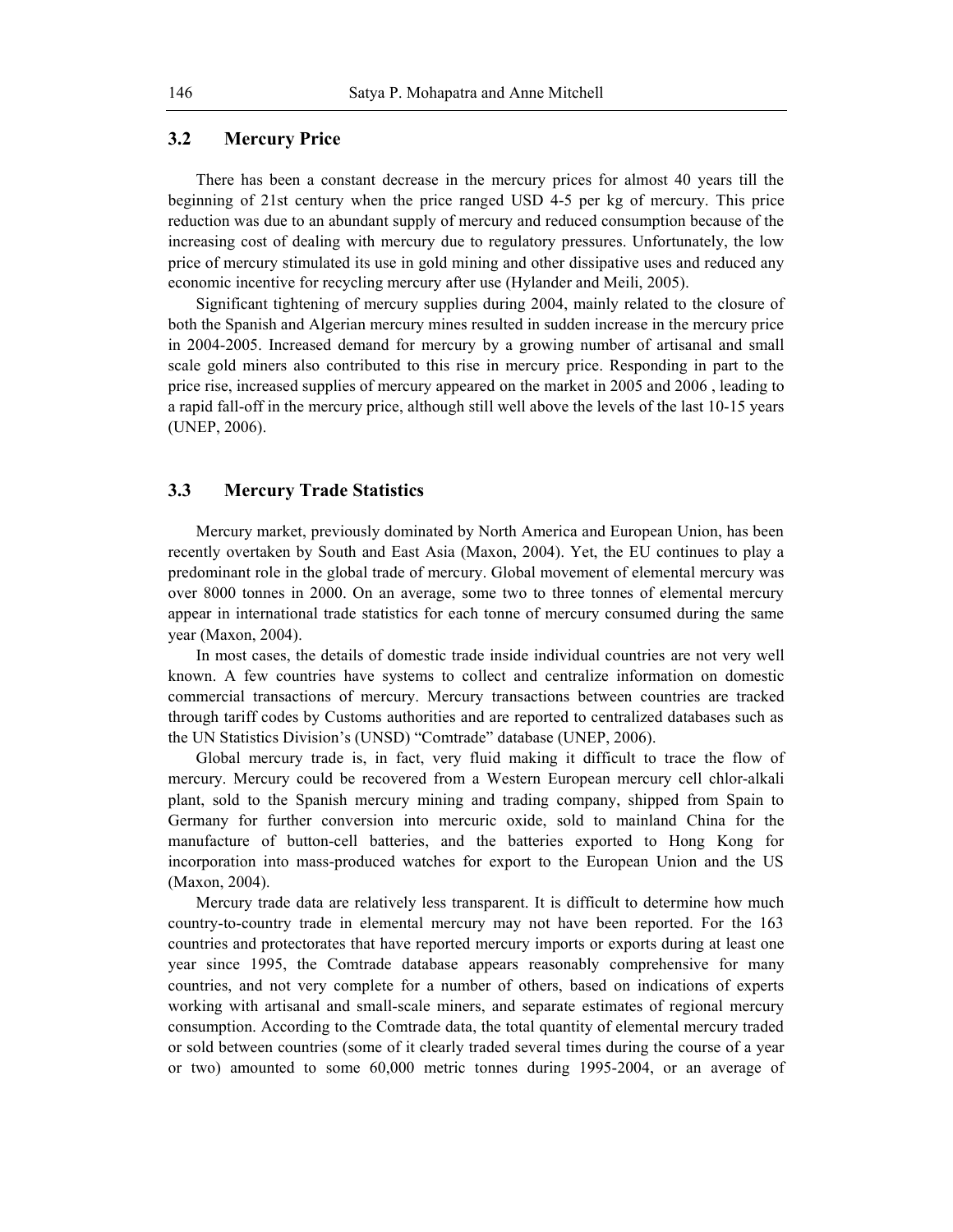### 3.2 Mercury Price

There has been a constant decrease in the mercury prices for almost 40 years till the beginning of 21st century when the price ranged USD 4-5 per kg of mercury. This price reduction was due to an abundant supply of mercury and reduced consumption because of the increasing cost of dealing with mercury due to regulatory pressures. Unfortunately, the low price of mercury stimulated its use in gold mining and other dissipative uses and reduced any economic incentive for recycling mercury after use (Hylander and Meili, 2005).

Significant tightening of mercury supplies during 2004, mainly related to the closure of both the Spanish and Algerian mercury mines resulted in sudden increase in the mercury price in 2004-2005. Increased demand for mercury by a growing number of artisanal and small scale gold miners also contributed to this rise in mercury price. Responding in part to the price rise, increased supplies of mercury appeared on the market in 2005 and 2006 , leading to a rapid fall-off in the mercury price, although still well above the levels of the last 10-15 years (UNEP, 2006).

### 3.3 Mercury Trade Statistics

Mercury market, previously dominated by North America and European Union, has been recently overtaken by South and East Asia (Maxon, 2004). Yet, the EU continues to play a predominant role in the global trade of mercury. Global movement of elemental mercury was over 8000 tonnes in 2000. On an average, some two to three tonnes of elemental mercury appear in international trade statistics for each tonne of mercury consumed during the same year (Maxon, 2004).

In most cases, the details of domestic trade inside individual countries are not very well known. A few countries have systems to collect and centralize information on domestic commercial transactions of mercury. Mercury transactions between countries are tracked through tariff codes by Customs authorities and are reported to centralized databases such as the UN Statistics Division's (UNSD) "Comtrade" database (UNEP, 2006).

Global mercury trade is, in fact, very fluid making it difficult to trace the flow of mercury. Mercury could be recovered from a Western European mercury cell chlor-alkali plant, sold to the Spanish mercury mining and trading company, shipped from Spain to Germany for further conversion into mercuric oxide, sold to mainland China for the manufacture of button-cell batteries, and the batteries exported to Hong Kong for incorporation into mass-produced watches for export to the European Union and the US (Maxon, 2004).

Mercury trade data are relatively less transparent. It is difficult to determine how much country-to-country trade in elemental mercury may not have been reported. For the 163 countries and protectorates that have reported mercury imports or exports during at least one year since 1995, the Comtrade database appears reasonably comprehensive for many countries, and not very complete for a number of others, based on indications of experts working with artisanal and small-scale miners, and separate estimates of regional mercury consumption. According to the Comtrade data, the total quantity of elemental mercury traded or sold between countries (some of it clearly traded several times during the course of a year or two) amounted to some 60,000 metric tonnes during 1995-2004, or an average of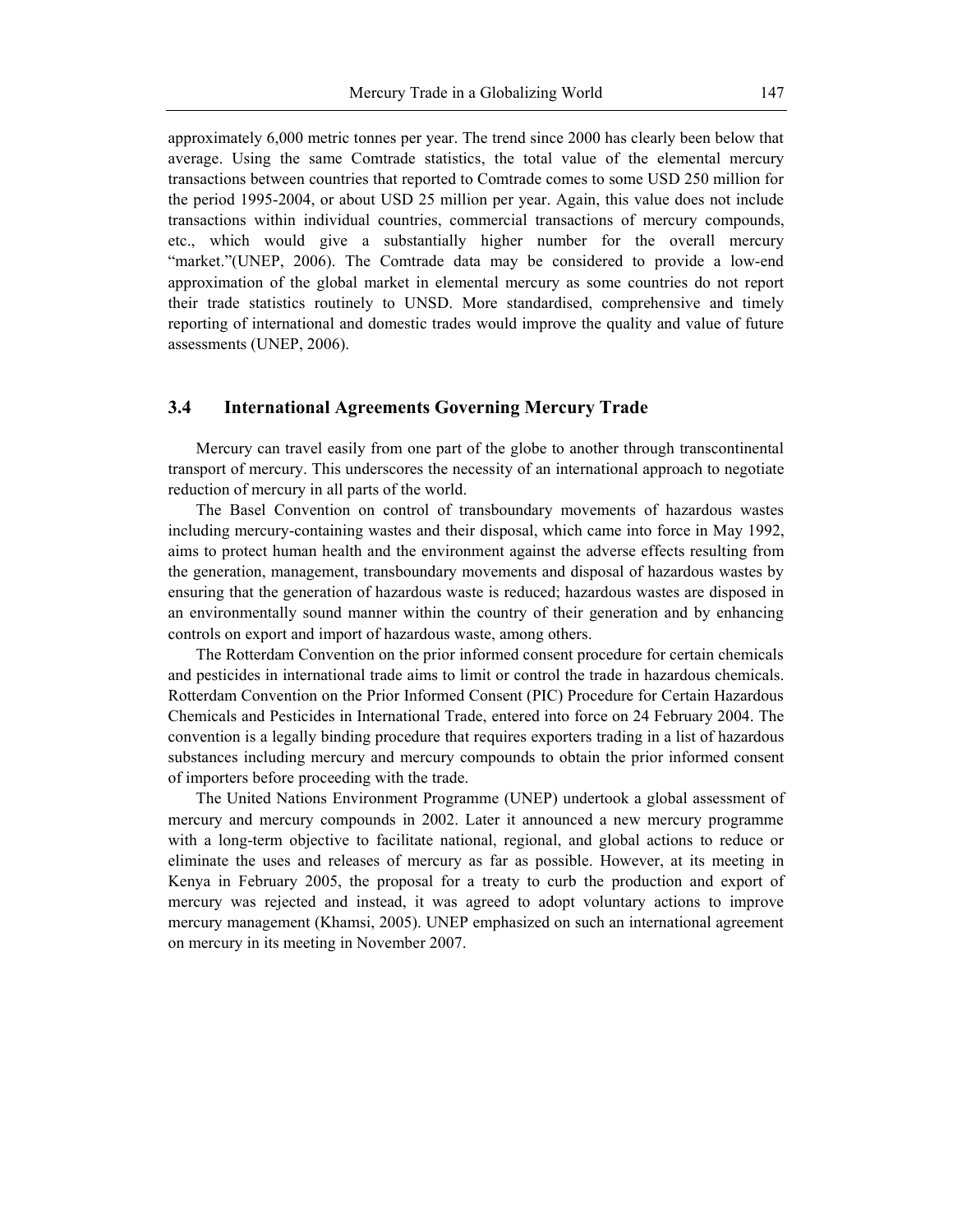approximately 6,000 metric tonnes per year. The trend since 2000 has clearly been below that average. Using the same Comtrade statistics, the total value of the elemental mercury transactions between countries that reported to Comtrade comes to some USD 250 million for the period 1995-2004, or about USD 25 million per year. Again, this value does not include transactions within individual countries, commercial transactions of mercury compounds, etc., which would give a substantially higher number for the overall mercury "market."(UNEP, 2006). The Comtrade data may be considered to provide a low-end approximation of the global market in elemental mercury as some countries do not report their trade statistics routinely to UNSD. More standardised, comprehensive and timely reporting of international and domestic trades would improve the quality and value of future assessments (UNEP, 2006).

## 3.4 International Agreements Governing Mercury Trade

Mercury can travel easily from one part of the globe to another through transcontinental transport of mercury. This underscores the necessity of an international approach to negotiate reduction of mercury in all parts of the world.

The Basel Convention on control of transboundary movements of hazardous wastes including mercury-containing wastes and their disposal, which came into force in May 1992, aims to protect human health and the environment against the adverse effects resulting from the generation, management, transboundary movements and disposal of hazardous wastes by ensuring that the generation of hazardous waste is reduced; hazardous wastes are disposed in an environmentally sound manner within the country of their generation and by enhancing controls on export and import of hazardous waste, among others.

The Rotterdam Convention on the prior informed consent procedure for certain chemicals and pesticides in international trade aims to limit or control the trade in hazardous chemicals. Rotterdam Convention on the Prior Informed Consent (PIC) Procedure for Certain Hazardous Chemicals and Pesticides in International Trade, entered into force on 24 February 2004. The convention is a legally binding procedure that requires exporters trading in a list of hazardous substances including mercury and mercury compounds to obtain the prior informed consent of importers before proceeding with the trade.

The United Nations Environment Programme (UNEP) undertook a global assessment of mercury and mercury compounds in 2002. Later it announced a new mercury programme with a long-term objective to facilitate national, regional, and global actions to reduce or eliminate the uses and releases of mercury as far as possible. However, at its meeting in Kenya in February 2005, the proposal for a treaty to curb the production and export of mercury was rejected and instead, it was agreed to adopt voluntary actions to improve mercury management (Khamsi, 2005). UNEP emphasized on such an international agreement on mercury in its meeting in November 2007.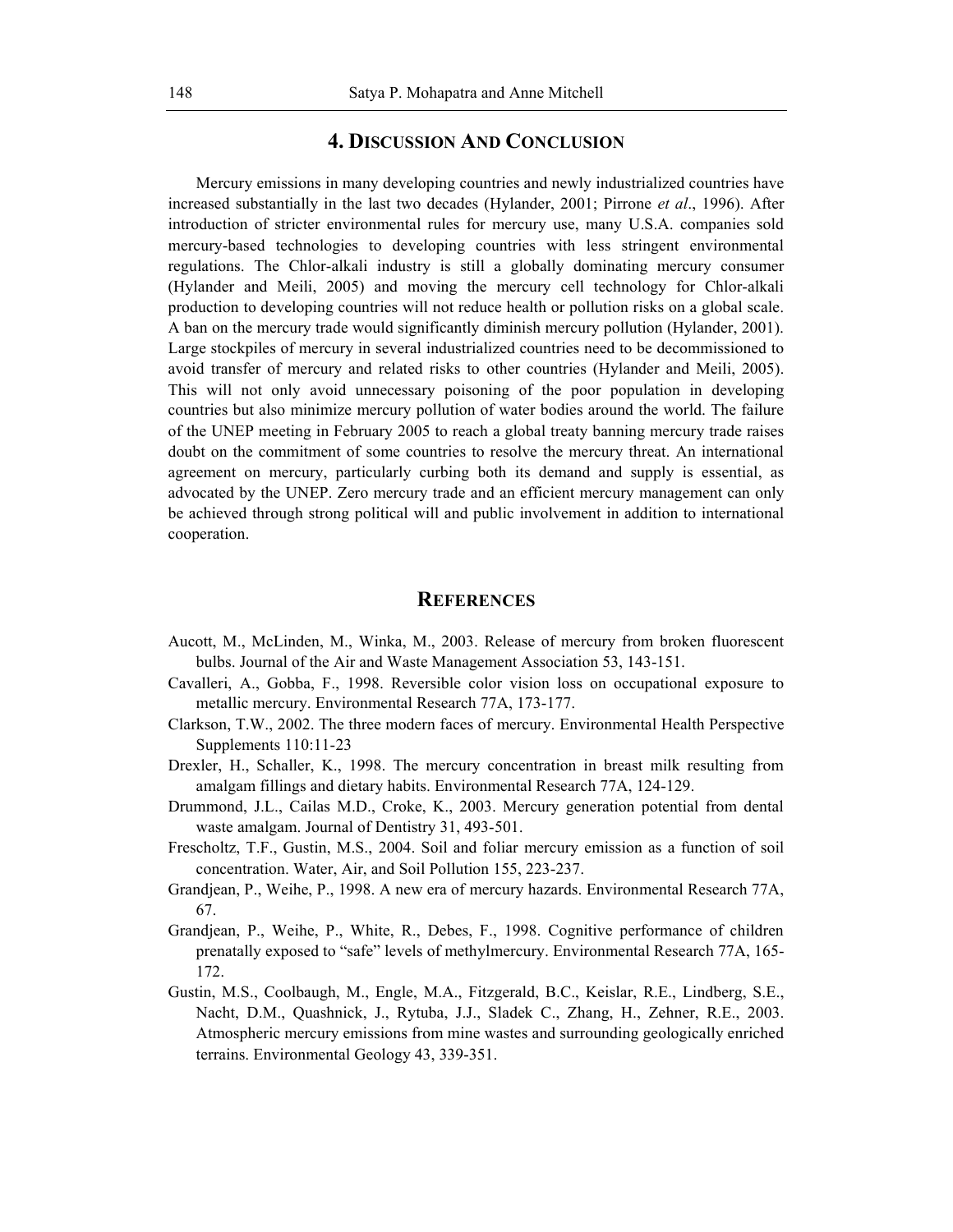## 4. Discussion and Conclusion

Mercury emissions in many developing countries and newly industrialized countries have increased substantially in the last two decades (Hylander, 2001; Pirrone *et al*., 1996). After introduction of stricter environmental rules for mercury use, many U.S.A. companies sold mercury-based technologies to developing countries with less stringent environmental regulations. The Chlor-alkali industry is still a globally dominating mercury consumer (Hylander and Meili, 2005) and moving the mercury cell technology for Chlor-alkali production to developing countries will not reduce health or pollution risks on a global scale. A ban on the mercury trade would significantly diminish mercury pollution (Hylander, 2001). Large stockpiles of mercury in several industrialized countries need to be decommissioned to avoid transfer of mercury and related risks to other countries (Hylander and Meili, 2005). This will not only avoid unnecessary poisoning of the poor population in developing countries but also minimize mercury pollution of water bodies around the world. The failure of the UNEP meeting in February 2005 to reach a global treaty banning mercury trade raises doubt on the commitment of some countries to resolve the mercury threat. An international agreement on mercury, particularly curbing both its demand and supply is essential, as advocated by the UNEP. Zero mercury trade and an efficient mercury management can only be achieved through strong political will and public involvement in addition to international cooperation.

## References

Aucott, M., McLinden, M., Winka, M., 2003. Release of mercury from broken fluorescent bulbs. Journal of the Air and Waste Management Association 53, 143-151.

Cavalleri, A., Gobba, F., 1998. Reversible color vision loss on occupational exposure to metallic mercury. Environmental Research 77A, 173-177.

Clarkson, T.W., 2002. The three modern faces of mercury. Environmental Health Perspective Supplements 110:11-23

Drexler, H., Schaller, K., 1998. The mercury concentration in breast milk resulting from amalgam fillings and dietary habits. Environmental Research 77A, 124-129.

Drummond, J.L., Cailas M.D., Croke, K., 2003. Mercury generation potential from dental waste amalgam. Journal of Dentistry 31, 493-501.

Frescholtz, T.F., Gustin, M.S., 2004. Soil and foliar mercury emission as a function of soil concentration. Water, Air, and Soil Pollution 155, 223-237.

Grandjean, P., Weihe, P., 1998. A new era of mercury hazards. Environmental Research 77A, 67.

Grandjean, P., Weihe, P., White, R., Debes, F., 1998. Cognitive performance of children prenatally exposed to "safe" levels of methylmercury. Environmental Research 77A, 165-172.

Gustin, M.S., Coolbaugh, M., Engle, M.A., Fitzgerald, B.C., Keislar, R.E., Lindberg, S.E., Nacht, D.M., Quashnick, J., Rytuba, J.J., Sladek C., Zhang, H., Zehner, R.E., 2003. Atmospheric mercury emissions from mine wastes and surrounding geologically enriched terrains. Environmental Geology 43, 339-351.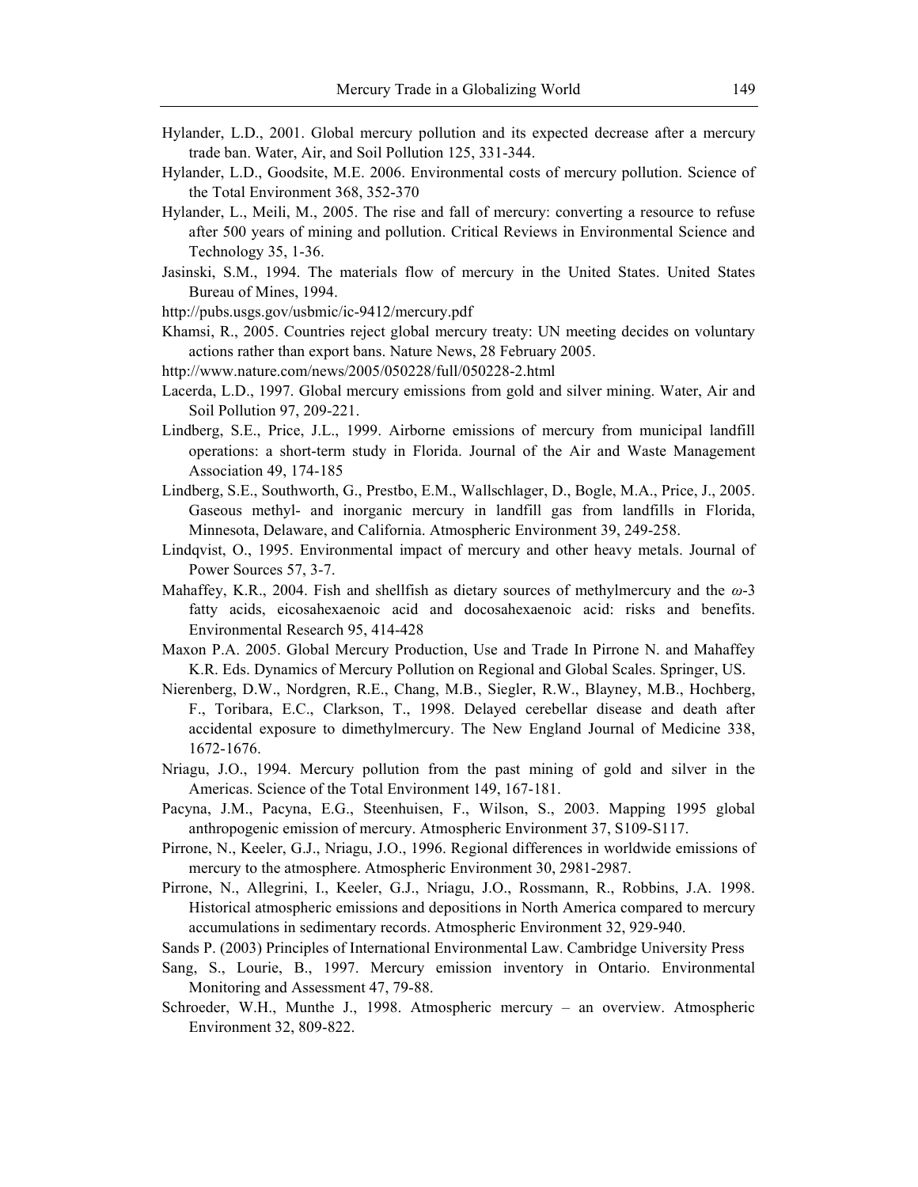Hylander, L.D., 2001. Global mercury pollution and its expected decrease after a mercury trade ban. Water, Air, and Soil Pollution 125, 331-344.

Hylander, L.D., Goodsite, M.E. 2006. Environmental costs of mercury pollution. Science of the Total Environment 368, 352-370

Hylander, L., Meili, M., 2005. The rise and fall of mercury: converting a resource to refuse after 500 years of mining and pollution. Critical Reviews in Environmental Science and Technology 35, 1-36.

Jasinski, S.M., 1994. The materials flow of mercury in the United States. United States Bureau of Mines, 1994.

http://pubs.usgs.gov/usbmic/ic-9412/mercury.pdf

Khamsi, R., 2005. Countries reject global mercury treaty: UN meeting decides on voluntary actions rather than export bans. Nature News, 28 February 2005.

http://www.nature.com/news/2005/050228/full/050228-2.html

Lacerda, L.D., 1997. Global mercury emissions from gold and silver mining. Water, Air and Soil Pollution 97, 209-221.

Lindberg, S.E., Price, J.L., 1999. Airborne emissions of mercury from municipal landfill operations: a short-term study in Florida. Journal of the Air and Waste Management Association 49, 174-185

Lindberg, S.E., Southworth, G., Prestbo, E.M., Wallschlager, D., Bogle, M.A., Price, J., 2005. Gaseous methyl- and inorganic mercury in landfill gas from landfills in Florida, Minnesota, Delaware, and California. Atmospheric Environment 39, 249-258.

Lindqvist, O., 1995. Environmental impact of mercury and other heavy metals. Journal of Power Sources 57, 3-7.

Mahaffey, K.R., 2004. Fish and shellfish as dietary sources of methylmercury and the $\omega$-3 fatty acids, eicosahexaenoic acid and docosahexaenoic acid: risks and benefits. Environmental Research 95, 414-428

Maxon P.A. 2005. Global Mercury Production, Use and Trade In Pirrone N. and Mahaffey K.R. Eds. Dynamics of Mercury Pollution on Regional and Global Scales. Springer, US.

Nierenberg, D.W., Nordgren, R.E., Chang, M.B., Siegler, R.W., Blayney, M.B., Hochberg, F., Toribara, E.C., Clarkson, T., 1998. Delayed cerebellar disease and death after accidental exposure to dimethylmercury. The New England Journal of Medicine 338, 1672-1676.

Nriagu, J.O., 1994. Mercury pollution from the past mining of gold and silver in the Americas. Science of the Total Environment 149, 167-181.

Pacyna, J.M., Pacyna, E.G., Steenhuisen, F., Wilson, S., 2003. Mapping 1995 global anthropogenic emission of mercury. Atmospheric Environment 37, S109-S117.

Pirrone, N., Keeler, G.J., Nriagu, J.O., 1996. Regional differences in worldwide emissions of mercury to the atmosphere. Atmospheric Environment 30, 2981-2987.

Pirrone, N., Allegrini, I., Keeler, G.J., Nriagu, J.O., Rossmann, R., Robbins, J.A. 1998. Historical atmospheric emissions and depositions in North America compared to mercury accumulations in sedimentary records. Atmospheric Environment 32, 929-940.

Sands P. (2003) Principles of International Environmental Law. Cambridge University Press

Sang, S., Lourie, B., 1997. Mercury emission inventory in Ontario. Environmental Monitoring and Assessment 47, 79-88.

Schroeder, W.H., Munthe J., 1998. Atmospheric mercury – an overview. Atmospheric Environment 32, 809-822.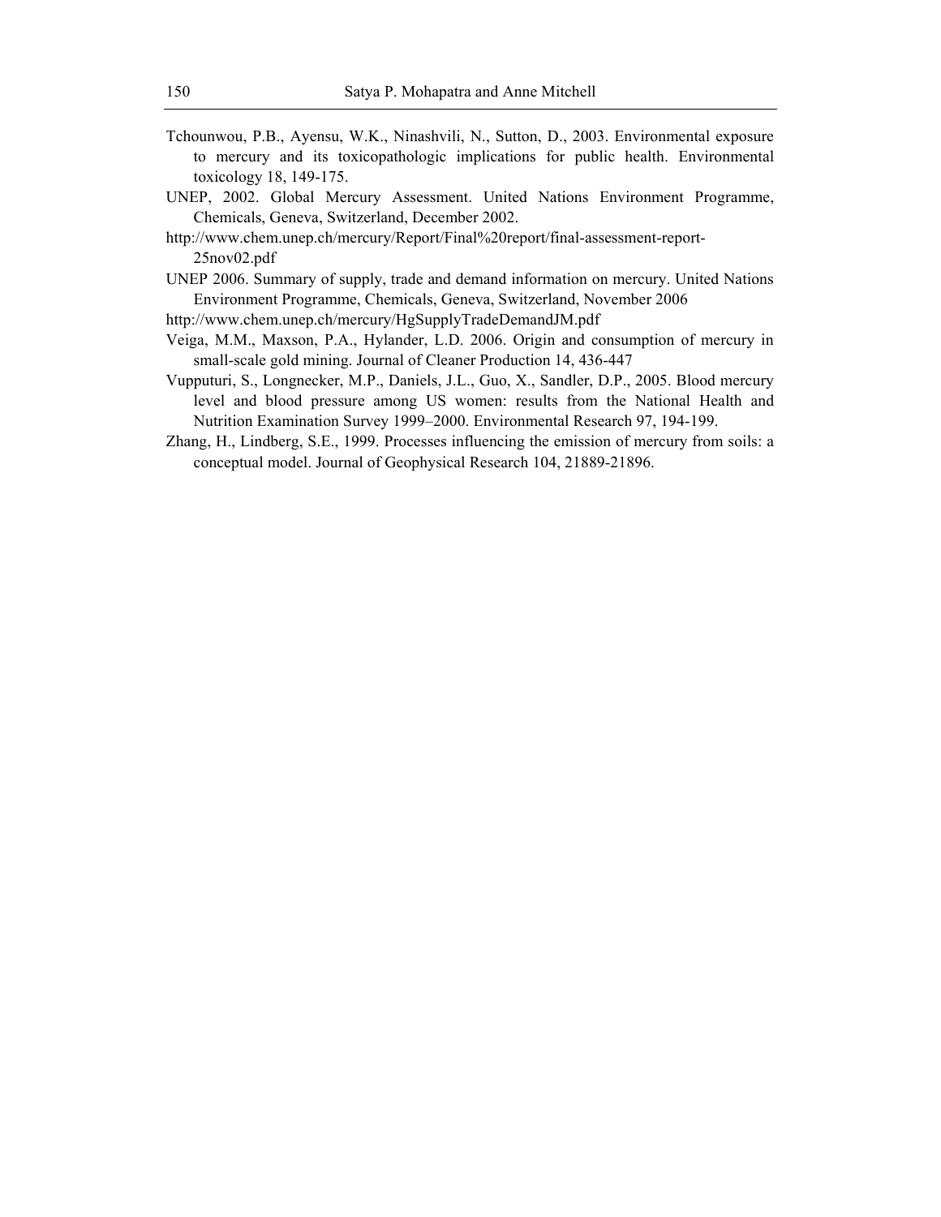Tchounwou, P.B., Ayensu, W.K., Ninashvili, N., Sutton, D., 2003. Environmental exposure to mercury and its toxicopathologic implications for public health. Environmental toxicology 18, 149-175.

UNEP, 2002. Global Mercury Assessment. United Nations Environment Programme, Chemicals, Geneva, Switzerland, December 2002.

http://www.chem.unep.ch/mercury/Report/Final%20report/final-assessment-report-25nov02.pdf

UNEP 2006. Summary of supply, trade and demand information on mercury. United Nations Environment Programme, Chemicals, Geneva, Switzerland, November 2006

http://www.chem.unep.ch/mercury/HgSupplyTradeDemandJM.pdf

Veiga, M.M., Maxson, P.A., Hylander, L.D. 2006. Origin and consumption of mercury in small-scale gold mining. Journal of Cleaner Production 14, 436-447

Vupputuri, S., Longnecker, M.P., Daniels, J.L., Guo, X., Sandler, D.P., 2005. Blood mercury level and blood pressure among US women: results from the National Health and Nutrition Examination Survey 1999–2000. Environmental Research 97, 194-199.

Zhang, H., Lindberg, S.E., 1999. Processes influencing the emission of mercury from soils: a conceptual model. Journal of Geophysical Research 104, 21889-21896.